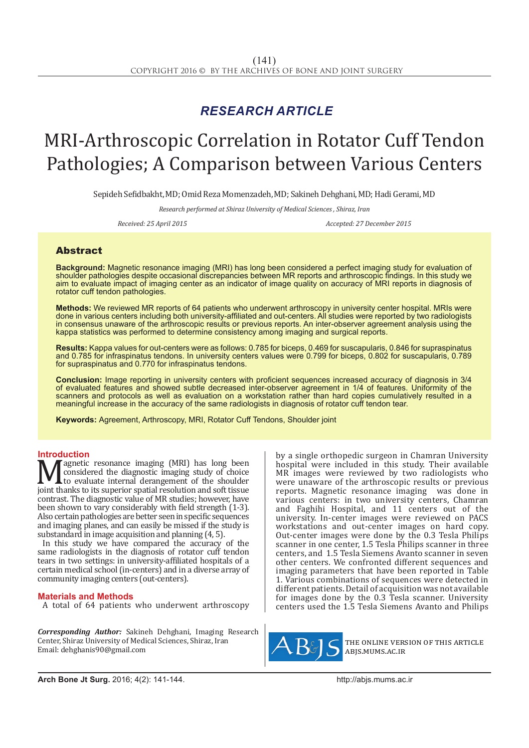*RESEARCH ARTICLE*

# MRI-Arthroscopic Correlation in Rotator Cuff Tendon Pathologies; A Comparison between Various Centers

Sepideh Sefidbakht, MD; Omid Reza Momenzadeh, MD; Sakineh Dehghani, MD; Hadi Gerami, MD

*Research performed at Shiraz University of Medical Sciences , Shiraz, Iran*

*Received: 25 April 2015* *Accepted: 27 December 2015*

## Abstract

**Background:** Magnetic resonance imaging (MRI) has long been considered a perfect imaging study for evaluation of shoulder pathologies despite occasional discrepancies between MR reports and arthroscopic findings. In this study we aim to evaluate impact of imaging center as an indicator of image quality on accuracy of MRI reports in diagnosis of rotator cuff tendon pathologies.

**Methods:** We reviewed MR reports of 64 patients who underwent arthroscopy in university center hospital. MRIs were done in various centers including both university-affiliated and out-centers. All studies were reported by two radiologists in consensus unaware of the arthroscopic results or previous reports. An inter-observer agreement analysis using the kappa statistics was performed to determine consistency among imaging and surgical reports.

**Results:** Kappa values for out-centers were as follows: 0.785 for biceps, 0.469 for suscapularis, 0.846 for supraspinatus and 0.785 for infraspinatus tendons. In university centers values were 0.799 for biceps, 0.802 for suscapularis, 0.789 for supraspinatus and 0.770 for infraspinatus tendons.

**Conclusion:** Image reporting in university centers with proficient sequences increased accuracy of diagnosis in 3/4 of evaluated features and showed subtle decreased inter-observer agreement in 1/4 of features. Uniformity of the scanners and protocols as well as evaluation on a workstation rather than hard copies cumulatively resulted in a meaningful increase in the accuracy of the same radiologists in diagnosis of rotator cuff tendon tear.

**Keywords:** Agreement, Arthroscopy, MRI, Rotator Cuff Tendons, Shoulder joint

## Introduction

Magnetic resonance imaging (MRI) has long been considered the diagnostic imaging study of choice to evaluate internal derangement of the shoulder joint thanks to its superior spatial resolution and soft tissue contrast. The diagnostic value of MR studies; however, have been shown to vary considerably with field strength (1-3). Also certain pathologies are better seen in specific sequences and imaging planes, and can easily be missed if the study is substandard in image acquisition and planning (4, 5).

In this study we have compared the accuracy of the same radiologists in the diagnosis of rotator cuff tendon tears in two settings: in university-affiliated hospitals of a certain medical school (in-centers) and in a diverse array of community imaging centers (out-centers).

## Materials and Methods

A total of 64 patients who underwent arthroscopy by a single orthopedic surgeon in Chamran University hospital were included in this study. Their available MR images were reviewed by two radiologists who were unaware of the arthroscopic results or previous reports. Magnetic resonance imaging was done in various centers: in two university centers, Chamran and Faghihi Hospital, and 11 centers out of the university. In-center images were reviewed on PACS workstations and out-center images on hard copy. Out-center images were done by the 0.3 Tesla Philips scanner in one center, 1.5 Tesla Philips scanner in three centers, and 1.5 Tesla Siemens Avanto scanner in seven other centers. We confronted different sequences and imaging parameters that have been reported in Table 1. Various combinations of sequences were detected in different patients. Detail of acquisition was not available for images done by the 0.3 Tesla scanner. University centers used the 1.5 Tesla Siemens Avanto and Philips

***Corresponding Author:*** Sakineh Dehghani, Imaging Research Center, Shiraz University of Medical Sciences, Shiraz, Iran
Email: dehghanis90@gmail.com

THE ONLINE VERSION OF THIS ARTICLE
ABJS.MUMS.AC.IR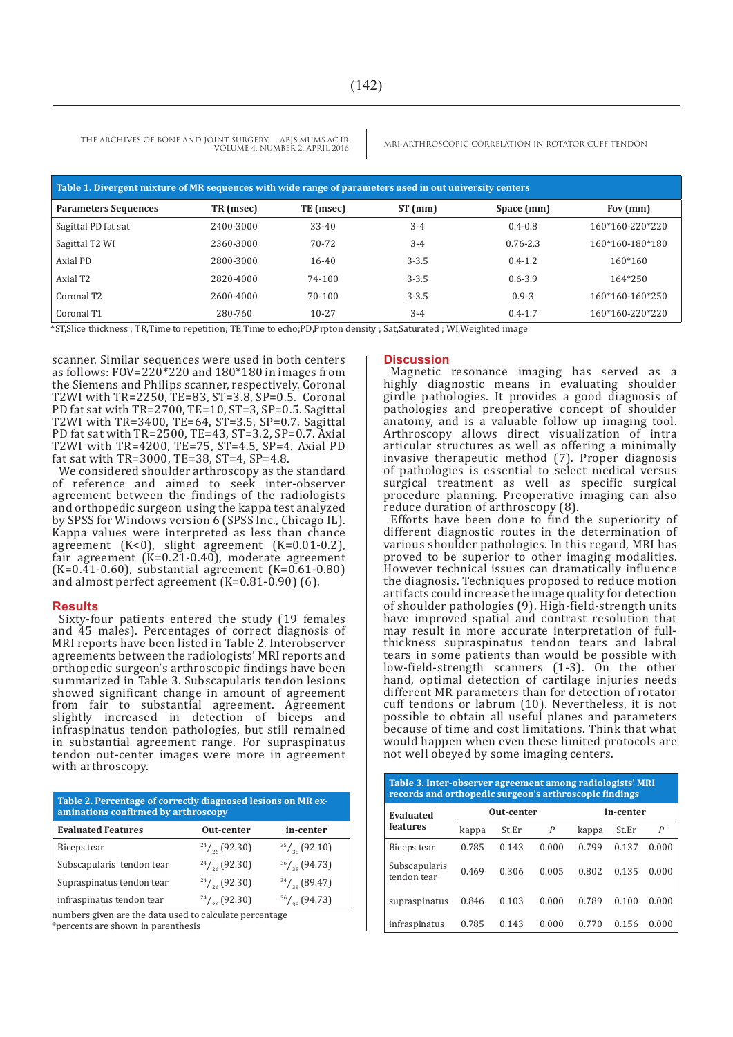Table 1. Divergent mixture of MR sequences with wide range of parameters used in out university centers

| Parameters Sequences | TR (msec) | TE (msec) | ST (mm) | Space (mm) | Fov (mm) |
|---|---|---|---|---|---|
| Sagittal PD fat sat | 2400-3000 | 33-40 | 3-4 | 0.4-0.8 | 160*160-220*220 |
| Sagittal T2 WI | 2360-3000 | 70-72 | 3-4 | 0.76-2.3 | 160*160-180*180 |
| Axial PD | 2800-3000 | 16-40 | 3-3.5 | 0.4-1.2 | 160*160 |
| Axial T2 | 2820-4000 | 74-100 | 3-3.5 | 0.6-3.9 | 164*250 |
| Coronal T2 | 2600-4000 | 70-100 | 3-3.5 | 0.9-3 | 160*160-160*250 |
| Coronal T1 | 280-760 | 10-27 | 3-4 | 0.4-1.7 | 160*160-220*220 |

*ST,Slice thickness ; TR,Time to repetition; TE,Time to echo;PD,Prpton density ; Sat,Saturated ; WI,Weighted image

scanner. Similar sequences were used in both centers as follows: FOV=220*220 and 180*180 in images from the Siemens and Philips scanner, respectively. Coronal T2WI with TR=2250, TE=83, ST=3.8, SP=0.5. Coronal PD fat sat with TR=2700, TE=10, ST=3, SP=0.5. Sagittal T2WI with TR=3400, TE=64, ST=3.5, SP=0.7. Sagittal PD fat sat with TR=2500, TE=43, ST=3.2, SP=0.7. Axial T2WI with TR=4200, TE=75, ST=4.5, SP=4. Axial PD fat sat with TR=3000, TE=38, ST=4, SP=4.8.

We considered shoulder arthroscopy as the standard of reference and aimed to seek inter-observer agreement between the findings of the radiologists and orthopedic surgeon using the kappa test analyzed by SPSS for Windows version 6 (SPSS Inc., Chicago IL). Kappa values were interpreted as less than chance agreement (K<0), slight agreement (K=0.01-0.2), fair agreement (K=0.21-0.40), moderate agreement (K=0.41-0.60), substantial agreement (K=0.61-0.80) and almost perfect agreement (K=0.81-0.90) (6).

## Results

Sixty-four patients entered the study (19 females and 45 males). Percentages of correct diagnosis of MRI reports have been listed in Table 2. Interobserver agreements between the radiologists' MRI reports and orthopedic surgeon's arthroscopic findings have been summarized in Table 3. Subscapularis tendon lesions showed significant change in amount of agreement from fair to substantial agreement. Agreement slightly increased in detection of biceps and infraspinatus tendon pathologies, but still remained in substantial agreement range. For supraspinatus tendon out-center images were more in agreement with arthroscopy.

Table 2. Percentage of correctly diagnosed lesions on MR examinations confirmed by arthroscopy

| Evaluated Features | Out-center | in-center |
|---|---|---|
| Biceps tear | 24/26 (92.30) | 35/38 (92.10) |
| Subscapularis tendon tear | 24/26 (92.30) | 36/38 (94.73) |
| Supraspinatus tendon tear | 24/26 (92.30) | 34/38 (89.47) |
| infraspinatus tendon tear | 24/26 (92.30) | 36/38 (94.73) |

numbers given are the data used to calculate percentage
*percents are shown in parenthesis

## Discussion

Magnetic resonance imaging has served as a highly diagnostic means in evaluating shoulder girdle pathologies. It provides a good diagnosis of pathologies and preoperative concept of shoulder anatomy, and is a valuable follow up imaging tool. Arthroscopy allows direct visualization of intra articular structures as well as offering a minimally invasive therapeutic method (7). Proper diagnosis of pathologies is essential to select medical versus surgical treatment as well as specific surgical procedure planning. Preoperative imaging can also reduce duration of arthroscopy (8).

Efforts have been done to find the superiority of different diagnostic routes in the determination of various shoulder pathologies. In this regard, MRI has proved to be superior to other imaging modalities. However technical issues can dramatically influence the diagnosis. Techniques proposed to reduce motion artifacts could increase the image quality for detection of shoulder pathologies (9). High-field-strength units have improved spatial and contrast resolution that may result in more accurate interpretation of full-thickness supraspinatus tendon tears and labral tears in some patients than would be possible with low-field-strength scanners (1-3). On the other hand, optimal detection of cartilage injuries needs different MR parameters than for detection of rotator cuff tendons or labrum (10). Nevertheless, it is not possible to obtain all useful planes and parameters because of time and cost limitations. Think that what would happen when even these limited protocols are not well obeyed by some imaging centers.

Table 3. Inter-observer agreement among radiologists' MRI records and orthopedic surgeon's arthroscopic findings

| Evaluated features | Out-center | | | In-center | | |
|---|---|---|---|---|---|---|
| | kappa | St.Er | P | kappa | St.Er | P |
| Biceps tear | 0.785 | 0.143 | 0.000 | 0.799 | 0.137 | 0.000 |
| Subscapularis tendon tear | 0.469 | 0.306 | 0.005 | 0.802 | 0.135 | 0.000 |
| supraspinatus | 0.846 | 0.103 | 0.000 | 0.789 | 0.100 | 0.000 |
| infraspinatus | 0.785 | 0.143 | 0.000 | 0.770 | 0.156 | 0.000 |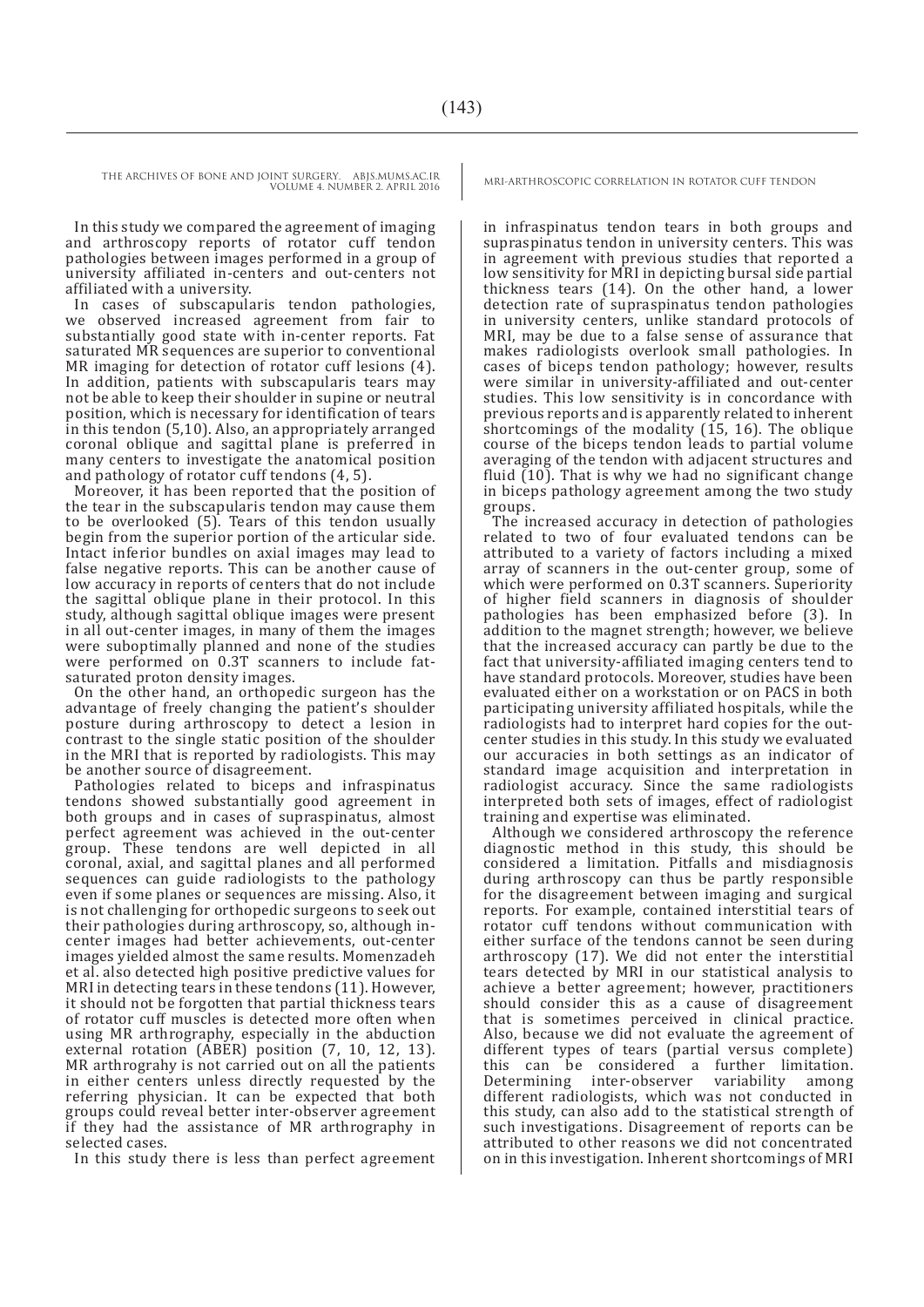In this study we compared the agreement of imaging and arthroscopy reports of rotator cuff tendon pathologies between images performed in a group of university affiliated in-centers and out-centers not affiliated with a university.

In cases of subscapularis tendon pathologies, we observed increased agreement from fair to substantially good state with in-center reports. Fat saturated MR sequences are superior to conventional MR imaging for detection of rotator cuff lesions (4). In addition, patients with subscapularis tears may not be able to keep their shoulder in supine or neutral position, which is necessary for identification of tears in this tendon (5,10). Also, an appropriately arranged coronal oblique and sagittal plane is preferred in many centers to investigate the anatomical position and pathology of rotator cuff tendons (4, 5).

Moreover, it has been reported that the position of the tear in the subscapularis tendon may cause them to be overlooked (5). Tears of this tendon usually begin from the superior portion of the articular side. Intact inferior bundles on axial images may lead to false negative reports. This can be another cause of low accuracy in reports of centers that do not include the sagittal oblique plane in their protocol. In this study, although sagittal oblique images were present in all out-center images, in many of them the images were suboptimally planned and none of the studies were performed on 0.3T scanners to include fat-saturated proton density images.

On the other hand, an orthopedic surgeon has the advantage of freely changing the patient's shoulder posture during arthroscopy to detect a lesion in contrast to the single static position of the shoulder in the MRI that is reported by radiologists. This may be another source of disagreement.

Pathologies related to biceps and infraspinatus tendons showed substantially good agreement in both groups and in cases of supraspinatus, almost perfect agreement was achieved in the out-center group. These tendons are well depicted in all coronal, axial, and sagittal planes and all performed sequences can guide radiologists to the pathology even if some planes or sequences are missing. Also, it is not challenging for orthopedic surgeons to seek out their pathologies during arthroscopy, so, although in-center images had better achievements, out-center images yielded almost the same results. Momenzadeh et al. also detected high positive predictive values for MRI in detecting tears in these tendons (11). However, it should not be forgotten that partial thickness tears of rotator cuff muscles is detected more often when using MR arthrography, especially in the abduction external rotation (ABER) position (7, 10, 12, 13). MR arthrograhy is not carried out on all the patients in either centers unless directly requested by the referring physician. It can be expected that both groups could reveal better inter-observer agreement if they had the assistance of MR arthrography in selected cases.

In this study there is less than perfect agreement in infraspinatus tendon tears in both groups and supraspinatus tendon in university centers. This was in agreement with previous studies that reported a low sensitivity for MRI in depicting bursal side partial thickness tears (14). On the other hand, a lower detection rate of supraspinatus tendon pathologies in university centers, unlike standard protocols of MRI, may be due to a false sense of assurance that makes radiologists overlook small pathologies. In cases of biceps tendon pathology; however, results were similar in university-affiliated and out-center studies. This low sensitivity is in concordance with previous reports and is apparently related to inherent shortcomings of the modality (15, 16). The oblique course of the biceps tendon leads to partial volume averaging of the tendon with adjacent structures and fluid (10). That is why we had no significant change in biceps pathology agreement among the two study groups.

The increased accuracy in detection of pathologies related to two of four evaluated tendons can be attributed to a variety of factors including a mixed array of scanners in the out-center group, some of which were performed on 0.3T scanners. Superiority of higher field scanners in diagnosis of shoulder pathologies has been emphasized before (3). In addition to the magnet strength; however, we believe that the increased accuracy can partly be due to the fact that university-affiliated imaging centers tend to have standard protocols. Moreover, studies have been evaluated either on a workstation or on PACS in both participating university affiliated hospitals, while the radiologists had to interpret hard copies for the out-center studies in this study. In this study we evaluated our accuracies in both settings as an indicator of standard image acquisition and interpretation in radiologist accuracy. Since the same radiologists interpreted both sets of images, effect of radiologist training and expertise was eliminated.

Although we considered arthroscopy the reference diagnostic method in this study, this should be considered a limitation. Pitfalls and misdiagnosis during arthroscopy can thus be partly responsible for the disagreement between imaging and surgical reports. For example, contained interstitial tears of rotator cuff tendons without communication with either surface of the tendons cannot be seen during arthroscopy (17). We did not enter the interstitial tears detected by MRI in our statistical analysis to achieve a better agreement; however, practitioners should consider this as a cause of disagreement that is sometimes perceived in clinical practice. Also, because we did not evaluate the agreement of different types of tears (partial versus complete) this can be considered a further limitation. Determining inter-observer variability among different radiologists, which was not conducted in this study, can also add to the statistical strength of such investigations. Disagreement of reports can be attributed to other reasons we did not concentrated on in this investigation. Inherent shortcomings of MRI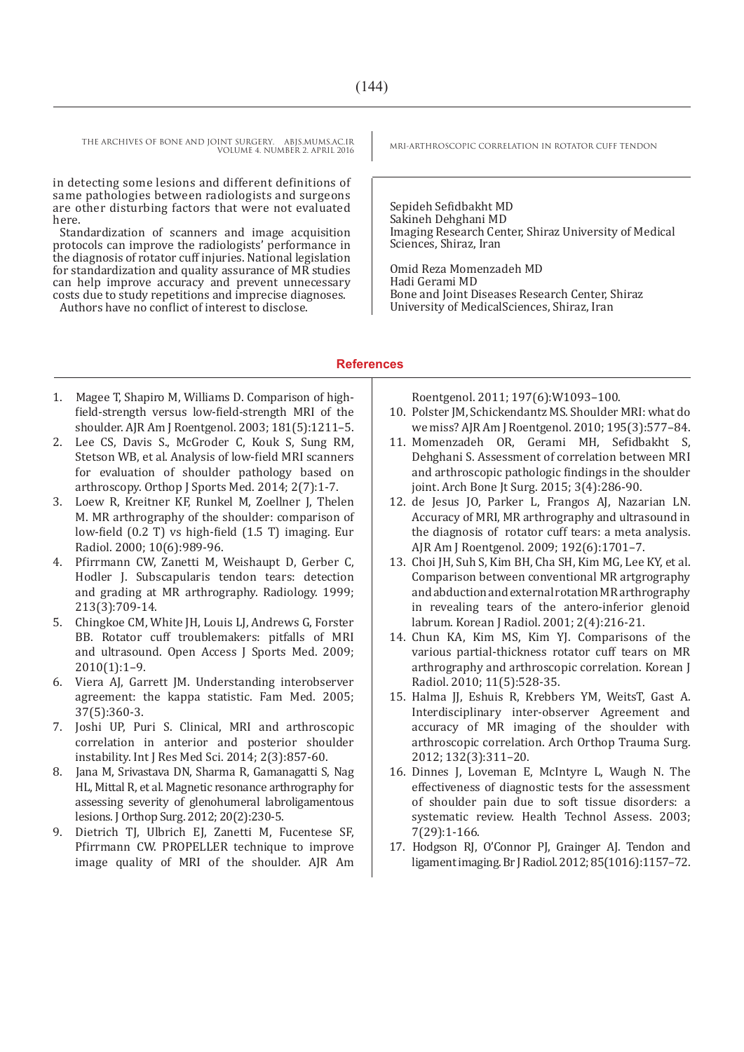in detecting some lesions and different definitions of same pathologies between radiologists and surgeons are other disturbing factors that were not evaluated here.

Standardization of scanners and image acquisition protocols can improve the radiologists' performance in the diagnosis of rotator cuff injuries. National legislation for standardization and quality assurance of MR studies can help improve accuracy and prevent unnecessary costs due to study repetitions and imprecise diagnoses.

Authors have no conflict of interest to disclose.

Sepideh Sefidbakht MD
Sakineh Dehghani MD
Imaging Research Center, Shiraz University of Medical Sciences, Shiraz, Iran

Omid Reza Momenzadeh MD
Hadi Gerami MD
Bone and Joint Diseases Research Center, Shiraz University of MedicalSciences, Shiraz, Iran

## References

1. Magee T, Shapiro M, Williams D. Comparison of high-field-strength versus low-field-strength MRI of the shoulder. AJR Am J Roentgenol. 2003; 181(5):1211–5.
2. Lee CS, Davis S., McGroder C, Kouk S, Sung RM, Stetson WB, et al. Analysis of low-field MRI scanners for evaluation of shoulder pathology based on arthroscopy. Orthop J Sports Med. 2014; 2(7):1-7.
3. Loew R, Kreitner KF, Runkel M, Zoellner J, Thelen M. MR arthrography of the shoulder: comparison of low-field (0.2 T) vs high-field (1.5 T) imaging. Eur Radiol. 2000; 10(6):989-96.
4. Pfirrmann CW, Zanetti M, Weishaupt D, Gerber C, Hodler J. Subscapularis tendon tears: detection and grading at MR arthrography. Radiology. 1999; 213(3):709-14.
5. Chingkoe CM, White JH, Louis LJ, Andrews G, Forster BB. Rotator cuff troublemakers: pitfalls of MRI and ultrasound. Open Access J Sports Med. 2009; 2010(1):1–9.
6. Viera AJ, Garrett JM. Understanding interobserver agreement: the kappa statistic. Fam Med. 2005; 37(5):360-3.
7. Joshi UP, Puri S. Clinical, MRI and arthroscopic correlation in anterior and posterior shoulder instability. Int J Res Med Sci. 2014; 2(3):857-60.
8. Jana M, Srivastava DN, Sharma R, Gamanagatti S, Nag HL, Mittal R, et al. Magnetic resonance arthrography for assessing severity of glenohumeral labroligamentous lesions. J Orthop Surg. 2012; 20(2):230-5.
9. Dietrich TJ, Ulbrich EJ, Zanetti M, Fucentese SF, Pfirrmann CW. PROPELLER technique to improve image quality of MRI of the shoulder. AJR Am J Roentgenol. 2011; 197(6):W1093–100.
10. Polster JM, Schickendantz MS. Shoulder MRI: what do we miss? AJR Am J Roentgenol. 2010; 195(3):577–84.
11. Momenzadeh OR, Gerami MH, Sefidbakht S, Dehghani S. Assessment of correlation between MRI and arthroscopic pathologic findings in the shoulder joint. Arch Bone Jt Surg. 2015; 3(4):286-90.
12. de Jesus JO, Parker L, Frangos AJ, Nazarian LN. Accuracy of MRI, MR arthrography and ultrasound in the diagnosis of rotator cuff tears: a meta analysis. AJR Am J Roentgenol. 2009; 192(6):1701–7.
13. Choi JH, Suh S, Kim BH, Cha SH, Kim MG, Lee KY, et al. Comparison between conventional MR artgrography and abduction and external rotation MR arthrography in revealing tears of the antero-inferior glenoid labrum. Korean J Radiol. 2001; 2(4):216-21.
14. Chun KA, Kim MS, Kim YJ. Comparisons of the various partial-thickness rotator cuff tears on MR arthrography and arthroscopic correlation. Korean J Radiol. 2010; 11(5):528-35.
15. Halma JJ, Eshuis R, Krebbers YM, WeitsT, Gast A. Interdisciplinary inter-observer Agreement and accuracy of MR imaging of the shoulder with arthroscopic correlation. Arch Orthop Trauma Surg. 2012; 132(3):311–20.
16. Dinnes J, Loveman E, McIntyre L, Waugh N. The effectiveness of diagnostic tests for the assessment of shoulder pain due to soft tissue disorders: a systematic review. Health Technol Assess. 2003; 7(29):1-166.
17. Hodgson RJ, O'Connor PJ, Grainger AJ. Tendon and ligament imaging. Br J Radiol. 2012; 85(1016):1157–72.